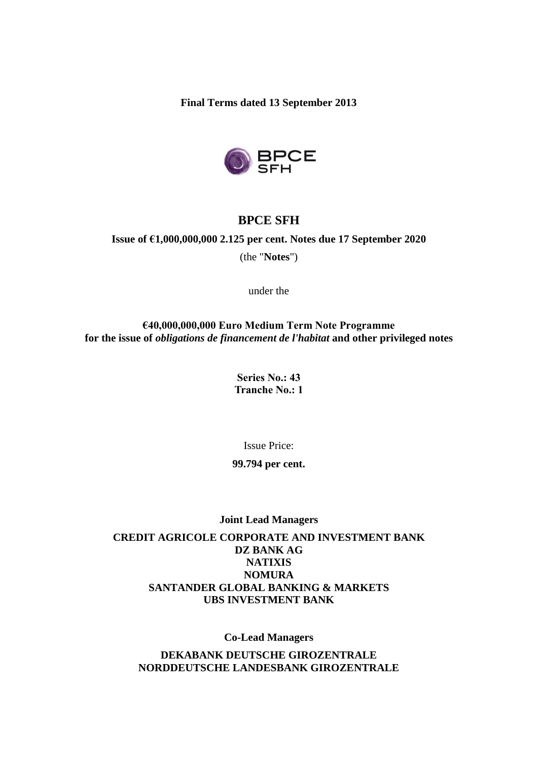**Final Terms dated 13 September 2013**

# BPCE SFH

**Issue of €1,000,000,000 2.125 per cent. Notes due 17 September 2020**

(the "**Notes**")

under the

**€40,000,000,000 Euro Medium Term Note Programme for the issue of *obligations de financement de l'habitat* and other privileged notes**

**Series No.: 43**
**Tranche No.: 1**

Issue Price:

**99.794 per cent.**

**Joint Lead Managers**

**CREDIT AGRICOLE CORPORATE AND INVESTMENT BANK**
**DZ BANK AG**
**NATIXIS**
**NOMURA**
**SANTANDER GLOBAL BANKING & MARKETS**
**UBS INVESTMENT BANK**

**Co-Lead Managers**

**DEKABANK DEUTSCHE GIROZENTRALE**
**NORDDEUTSCHE LANDESBANK GIROZENTRALE**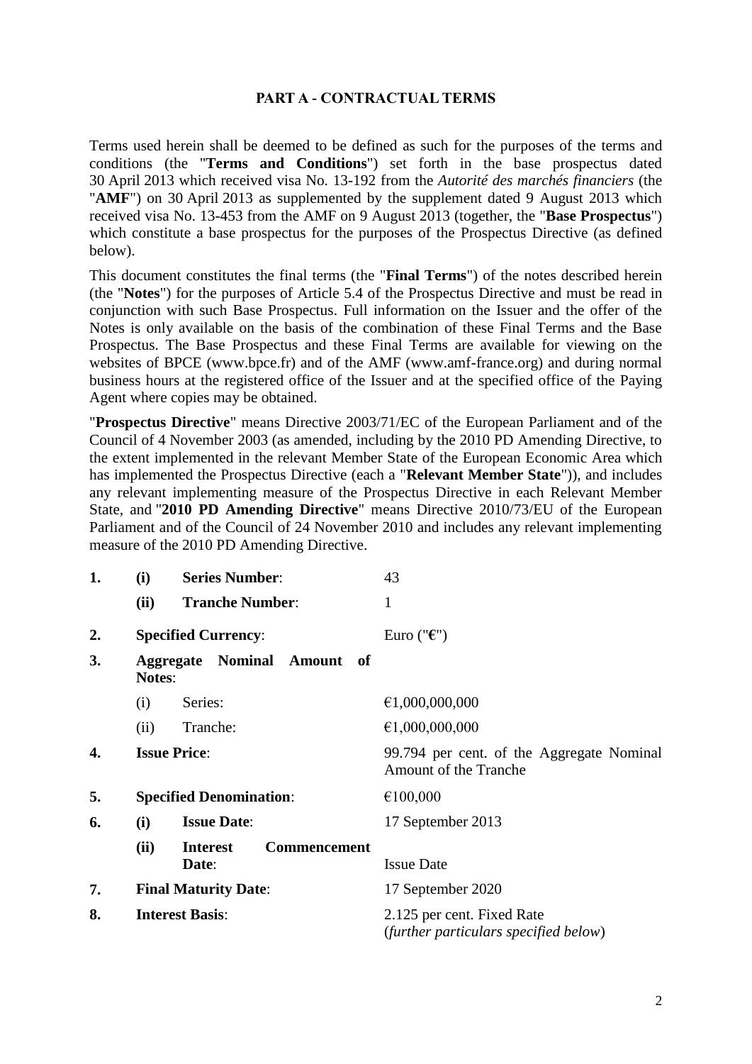## PART A - CONTRACTUAL TERMS

Terms used herein shall be deemed to be defined as such for the purposes of the terms and conditions (the "**Terms and Conditions**") set forth in the base prospectus dated 30 April 2013 which received visa No. 13-192 from the *Autorité des marchés financiers* (the "**AMF**") on 30 April 2013 as supplemented by the supplement dated 9 August 2013 which received visa No. 13-453 from the AMF on 9 August 2013 (together, the "**Base Prospectus**") which constitute a base prospectus for the purposes of the Prospectus Directive (as defined below).

This document constitutes the final terms (the "**Final Terms**") of the notes described herein (the "**Notes**") for the purposes of Article 5.4 of the Prospectus Directive and must be read in conjunction with such Base Prospectus. Full information on the Issuer and the offer of the Notes is only available on the basis of the combination of these Final Terms and the Base Prospectus. The Base Prospectus and these Final Terms are available for viewing on the websites of BPCE (www.bpce.fr) and of the AMF (www.amf-france.org) and during normal business hours at the registered office of the Issuer and at the specified office of the Paying Agent where copies may be obtained.

"**Prospectus Directive**" means Directive 2003/71/EC of the European Parliament and of the Council of 4 November 2003 (as amended, including by the 2010 PD Amending Directive, to the extent implemented in the relevant Member State of the European Economic Area which has implemented the Prospectus Directive (each a "**Relevant Member State**")), and includes any relevant implementing measure of the Prospectus Directive in each Relevant Member State, and "**2010 PD Amending Directive**" means Directive 2010/73/EU of the European Parliament and of the Council of 24 November 2010 and includes any relevant implementing measure of the 2010 PD Amending Directive.

| | | | |
|---|---|---|---|
| **1.** | **(i)** | **Series Number**: | 43 |
| | **(ii)** | **Tranche Number**: | 1 |
| **2.** | | **Specified Currency**: | Euro ("**€**") |
| **3.** | | **Aggregate Nominal Amount of Notes**: | |
| | (i) | Series: | €1,000,000,000 |
| | (ii) | Tranche: | €1,000,000,000 |
| **4.** | | **Issue Price**: | 99.794 per cent. of the Aggregate Nominal Amount of the Tranche |
| **5.** | | **Specified Denomination**: | €100,000 |
| **6.** | **(i)** | **Issue Date**: | 17 September 2013 |
| | **(ii)** | **Interest Commencement Date**: | Issue Date |
| **7.** | | **Final Maturity Date**: | 17 September 2020 |
| **8.** | | **Interest Basis**: | 2.125 per cent. Fixed Rate (*further particulars specified below*) |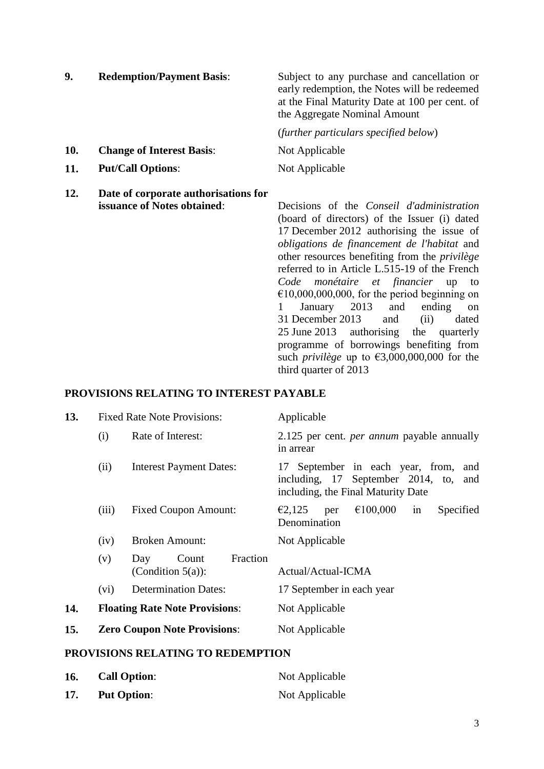| | | |
|---|---|---|
| **9.** | **Redemption/Payment Basis**: | Subject to any purchase and cancellation or early redemption, the Notes will be redeemed at the Final Maturity Date at 100 per cent. of the Aggregate Nominal Amount<br><br>(*further particulars specified below*) |
| **10.** | **Change of Interest Basis**: | Not Applicable |
| **11.** | **Put/Call Options**: | Not Applicable |
| **12.** | **Date of corporate authorisations for issuance of Notes obtained**: | Decisions of the *Conseil d'administration* (board of directors) of the Issuer (i) dated 17 December 2012 authorising the issue of *obligations de financement de l'habitat* and other resources benefiting from the *privilège* referred to in Article L.515-19 of the French *Code monétaire et financier* up to €10,000,000,000, for the period beginning on 1 January 2013 and ending on 31 December 2013 and (ii) dated 25 June 2013 authorising the quarterly programme of borrowings benefiting from such *privilège* up to €3,000,000,000 for the third quarter of 2013 |

## PROVISIONS RELATING TO INTEREST PAYABLE

| | | | |
|---|---|---|---|
| **13.** | Fixed Rate Note Provisions: | | Applicable |
| | (i) | Rate of Interest: | 2.125 per cent. *per annum* payable annually in arrear |
| | (ii) | Interest Payment Dates: | 17 September in each year, from, and including, 17 September 2014, to, and including, the Final Maturity Date |
| | (iii) | Fixed Coupon Amount: | €2,125 per €100,000 in Specified Denomination |
| | (iv) | Broken Amount: | Not Applicable |
| | (v) | Day Count Fraction (Condition 5(a)): | Actual/Actual-ICMA |
| | (vi) | Determination Dates: | 17 September in each year |
| **14.** | **Floating Rate Note Provisions**: | | Not Applicable |
| **15.** | **Zero Coupon Note Provisions**: | | Not Applicable |

## PROVISIONS RELATING TO REDEMPTION

| | | |
|---|---|---|
| **16.** | **Call Option**: | Not Applicable |
| **17.** | **Put Option**: | Not Applicable |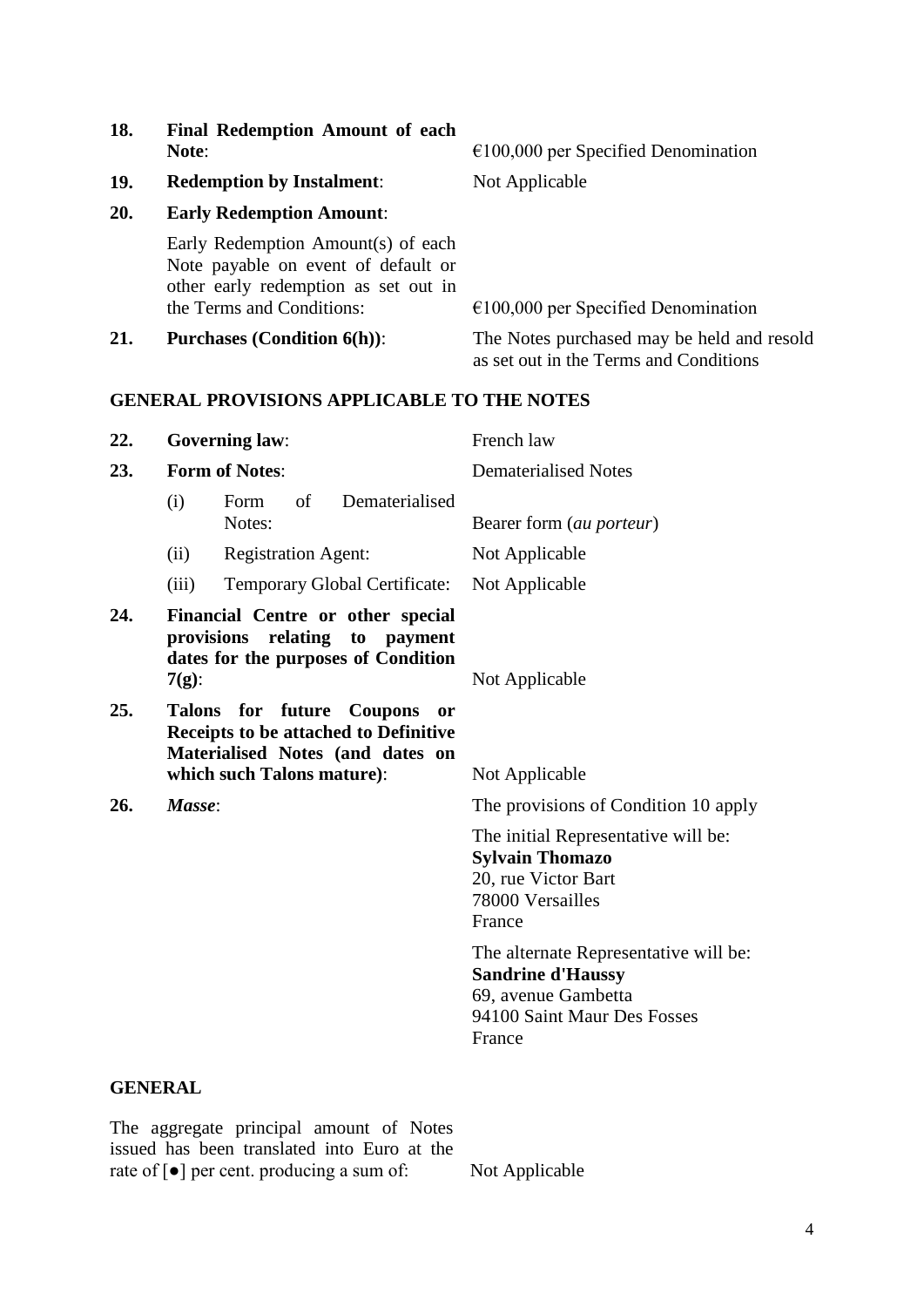| | | |
|---|---|---|
| **18.** | **Final Redemption Amount of each Note**: | €100,000 per Specified Denomination |
| **19.** | **Redemption by Instalment**: | Not Applicable |
| **20.** | **Early Redemption Amount**: | |
| | Early Redemption Amount(s) of each Note payable on event of default or other early redemption as set out in the Terms and Conditions: | €100,000 per Specified Denomination |
| **21.** | **Purchases (Condition 6(h))**: | The Notes purchased may be held and resold as set out in the Terms and Conditions |

## GENERAL PROVISIONS APPLICABLE TO THE NOTES

| | | |
|---|---|---|
| **22.** | **Governing law**: | French law |
| **23.** | **Form of Notes**: | Dematerialised Notes |
| | (i) Form of Dematerialised Notes: | Bearer form (*au porteur*) |
| | (ii) Registration Agent: | Not Applicable |
| | (iii) Temporary Global Certificate: | Not Applicable |
| **24.** | **Financial Centre or other special provisions relating to payment dates for the purposes of Condition 7(g)**: | Not Applicable |
| **25.** | **Talons for future Coupons or Receipts to be attached to Definitive Materialised Notes (and dates on which such Talons mature)**: | Not Applicable |
| **26.** | ***Masse***: | The provisions of Condition 10 apply<br><br>The initial Representative will be:<br>**Sylvain Thomazo**<br>20, rue Victor Bart<br>78000 Versailles<br>France<br><br>The alternate Representative will be:<br>**Sandrine d'Haussy**<br>69, avenue Gambetta<br>94100 Saint Maur Des Fosses<br>France |

## GENERAL

| | |
|---|---|
| The aggregate principal amount of Notes issued has been translated into Euro at the rate of [●] per cent. producing a sum of: | Not Applicable |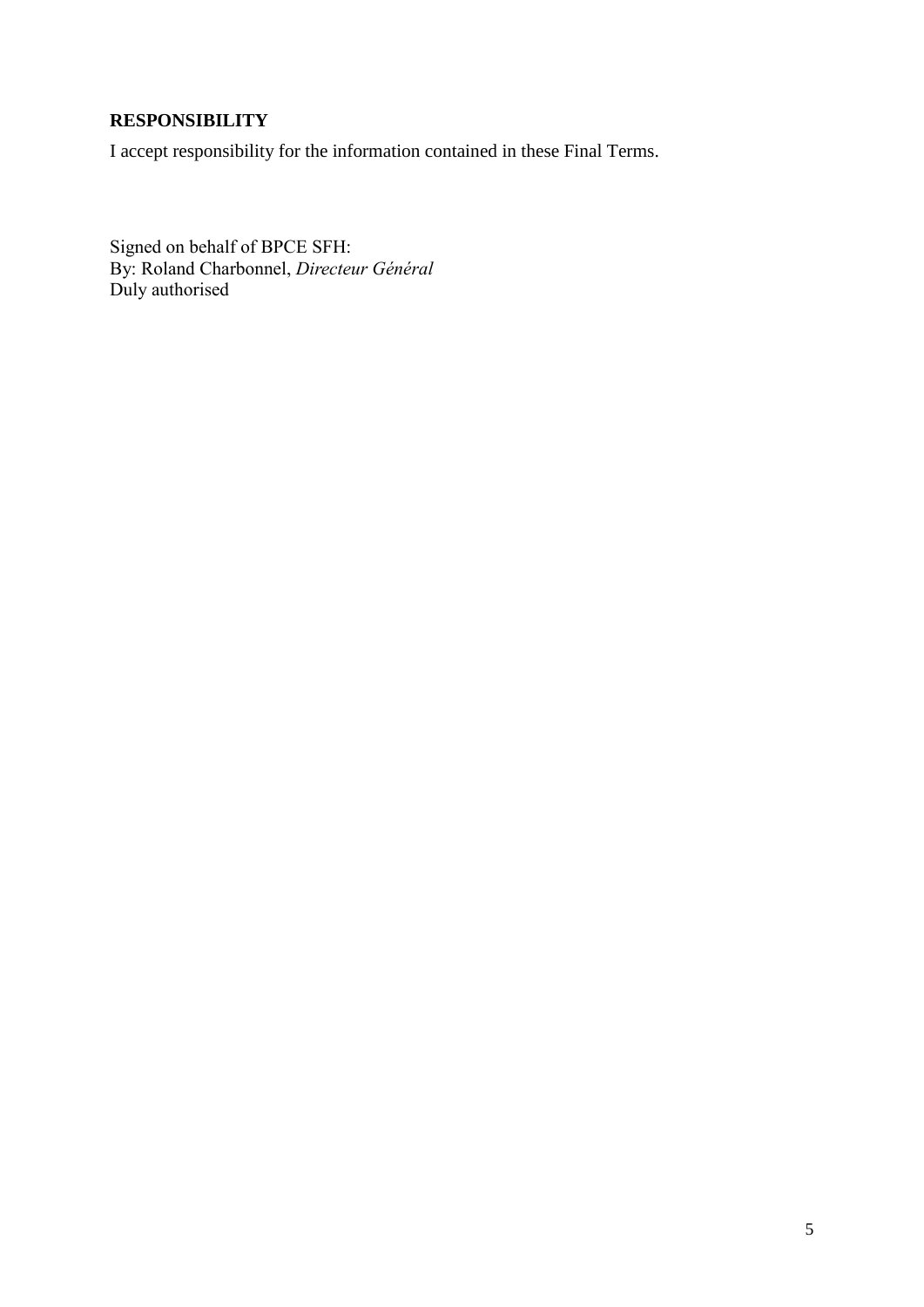## RESPONSIBILITY

I accept responsibility for the information contained in these Final Terms.

Signed on behalf of BPCE SFH:
By: Roland Charbonnel, *Directeur Général*
Duly authorised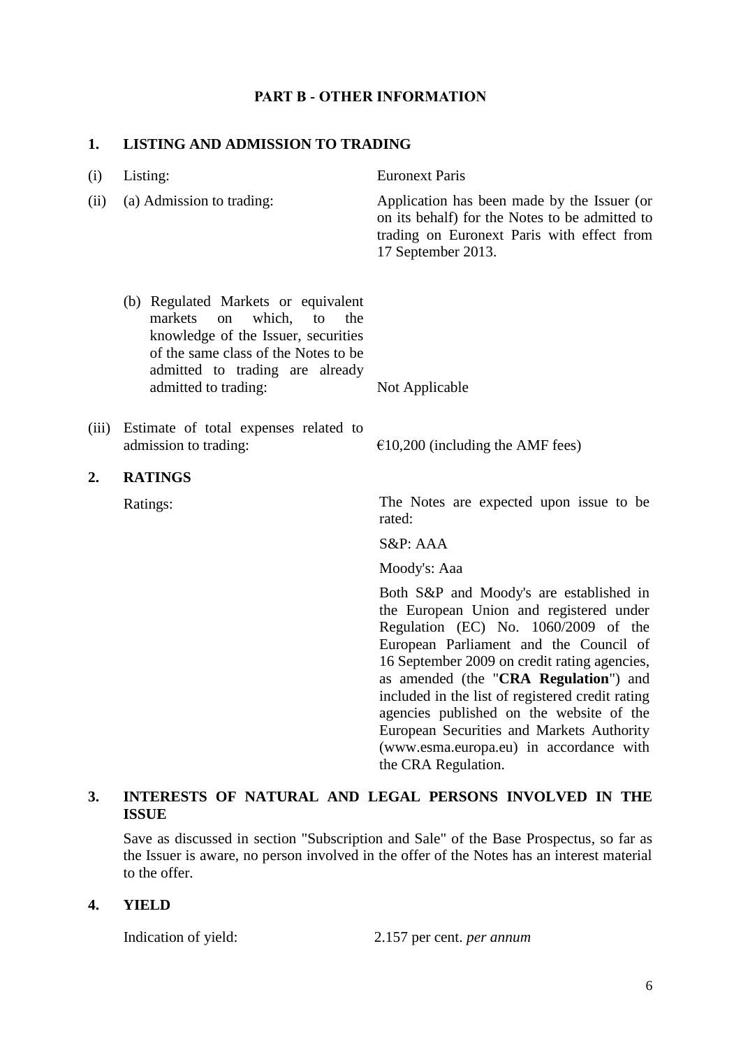## PART B - OTHER INFORMATION

### 1. LISTING AND ADMISSION TO TRADING

| | | |
|---|---|---|
| (i) | Listing: | Euronext Paris |
| (ii) | (a) Admission to trading: | Application has been made by the Issuer (or on its behalf) for the Notes to be admitted to trading on Euronext Paris with effect from 17 September 2013. |
| | (b) Regulated Markets or equivalent markets on which, to the knowledge of the Issuer, securities of the same class of the Notes to be admitted to trading are already admitted to trading: | Not Applicable |
| (iii) | Estimate of total expenses related to admission to trading: | €10,200 (including the AMF fees) |

### 2. RATINGS

Ratings: The Notes are expected upon issue to be rated:

S&P: AAA

Moody's: Aaa

Both S&P and Moody's are established in the European Union and registered under Regulation (EC) No. 1060/2009 of the European Parliament and the Council of 16 September 2009 on credit rating agencies, as amended (the "**CRA Regulation**") and included in the list of registered credit rating agencies published on the website of the European Securities and Markets Authority (www.esma.europa.eu) in accordance with the CRA Regulation.

### 3. INTERESTS OF NATURAL AND LEGAL PERSONS INVOLVED IN THE ISSUE

Save as discussed in section "Subscription and Sale" of the Base Prospectus, so far as the Issuer is aware, no person involved in the offer of the Notes has an interest material to the offer.

### 4. YIELD

Indication of yield: 2.157 per cent. *per annum*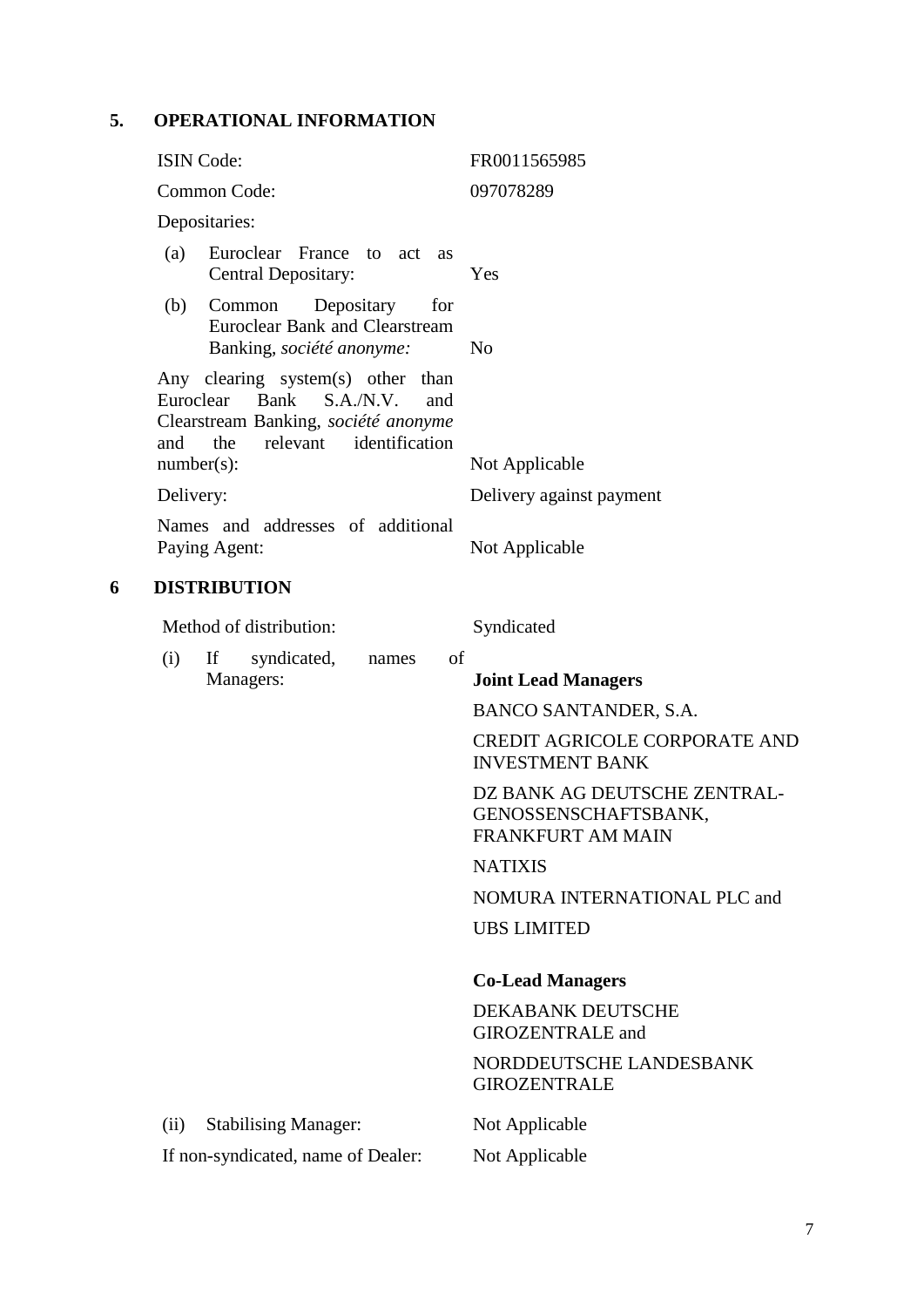## 5. OPERATIONAL INFORMATION

| | |
|---|---|
| ISIN Code: | FR0011565985 |
| Common Code: | 097078289 |
| Depositaries: | |
| (a) Euroclear France to act as Central Depositary: | Yes |
| (b) Common Depositary for Euroclear Bank and Clearstream Banking, *société anonyme:* | No |
| Any clearing system(s) other than Euroclear Bank S.A./N.V. and Clearstream Banking, *société anonyme* and the relevant identification number(s): | Not Applicable |
| Delivery: | Delivery against payment |
| Names and addresses of additional Paying Agent: | Not Applicable |

## 6 DISTRIBUTION

| | |
|---|---|
| Method of distribution: | Syndicated |
| (i) If syndicated, names of Managers: | **Joint Lead Managers**<br>BANCO SANTANDER, S.A.<br>CREDIT AGRICOLE CORPORATE AND INVESTMENT BANK<br>DZ BANK AG DEUTSCHE ZENTRAL-GENOSSENSCHAFTSBANK, FRANKFURT AM MAIN<br>NATIXIS<br>NOMURA INTERNATIONAL PLC and<br>UBS LIMITED<br><br>**Co-Lead Managers**<br>DEKABANK DEUTSCHE GIROZENTRALE and<br>NORDDEUTSCHE LANDESBANK GIROZENTRALE |
| (ii) Stabilising Manager: | Not Applicable |
| If non-syndicated, name of Dealer: | Not Applicable |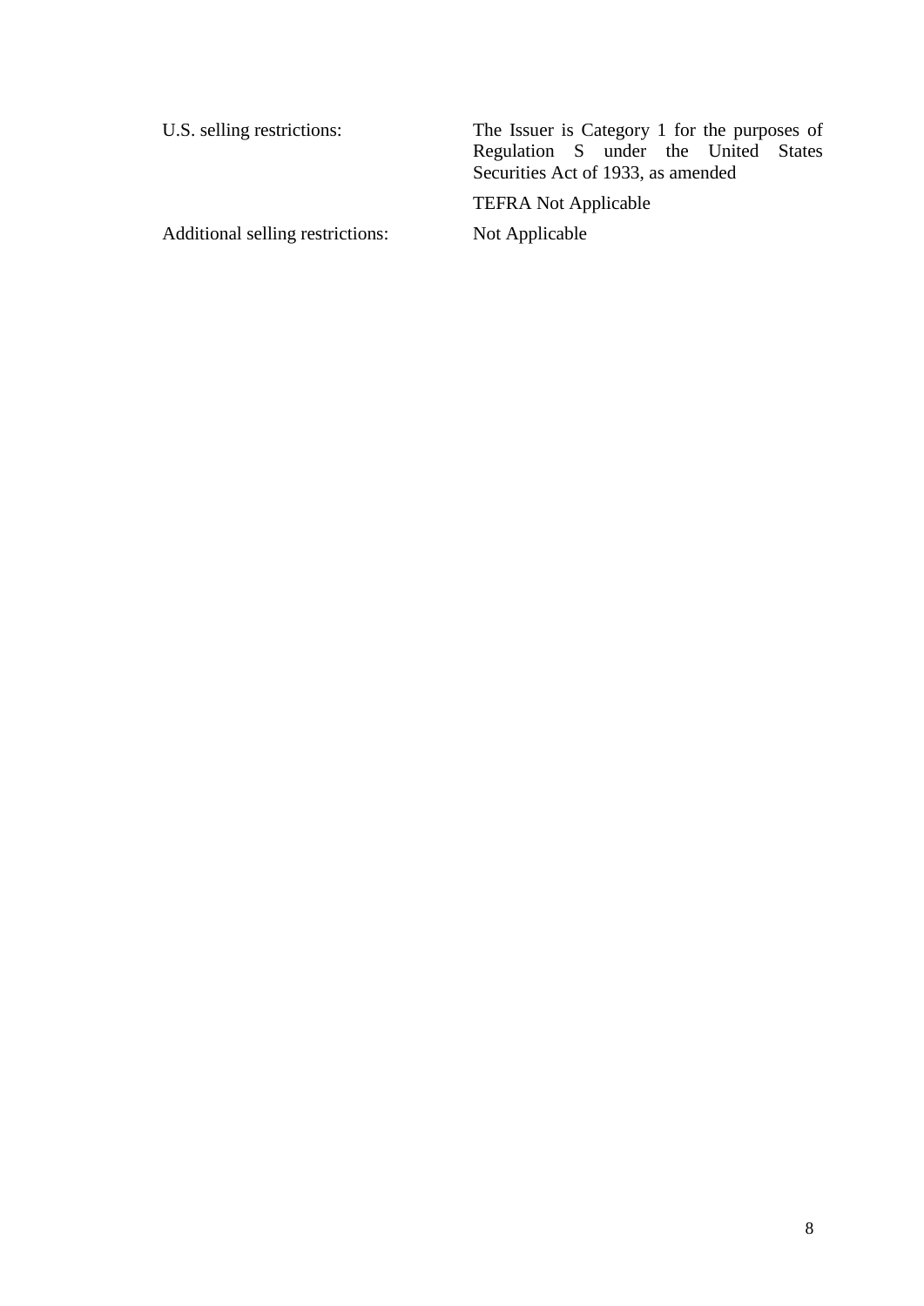| | |
|---|---|
| U.S. selling restrictions: | The Issuer is Category 1 for the purposes of Regulation S under the United States Securities Act of 1933, as amended<br><br>TEFRA Not Applicable |
| Additional selling restrictions: | Not Applicable |